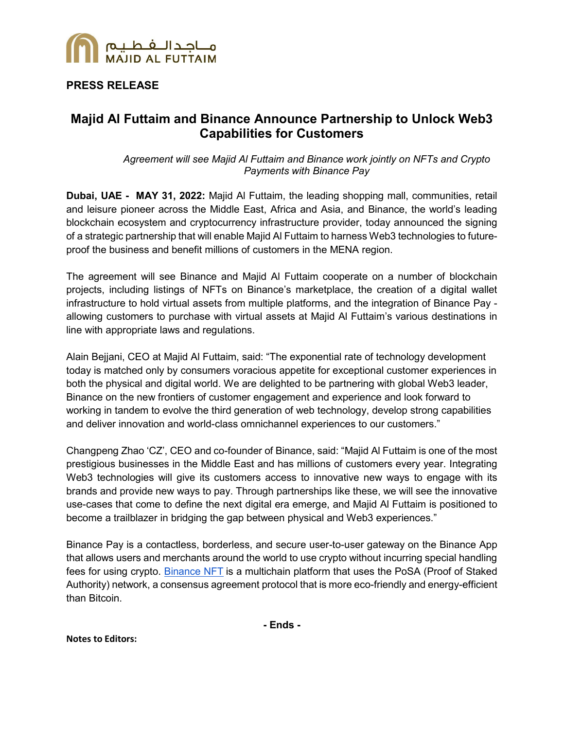**PRESS RELEASE**

# Majid Al Futtaim and Binance Announce Partnership to Unlock Web3 Capabilities for Customers

*Agreement will see Majid Al Futtaim and Binance work jointly on NFTs and Crypto Payments with Binance Pay*

**Dubai, UAE - MAY 31, 2022:** Majid Al Futtaim, the leading shopping mall, communities, retail and leisure pioneer across the Middle East, Africa and Asia, and Binance, the world's leading blockchain ecosystem and cryptocurrency infrastructure provider, today announced the signing of a strategic partnership that will enable Majid Al Futtaim to harness Web3 technologies to future-proof the business and benefit millions of customers in the MENA region.

The agreement will see Binance and Majid Al Futtaim cooperate on a number of blockchain projects, including listings of NFTs on Binance's marketplace, the creation of a digital wallet infrastructure to hold virtual assets from multiple platforms, and the integration of Binance Pay - allowing customers to purchase with virtual assets at Majid Al Futtaim's various destinations in line with appropriate laws and regulations.

Alain Bejjani, CEO at Majid Al Futtaim, said: "The exponential rate of technology development today is matched only by consumers voracious appetite for exceptional customer experiences in both the physical and digital world. We are delighted to be partnering with global Web3 leader, Binance on the new frontiers of customer engagement and experience and look forward to working in tandem to evolve the third generation of web technology, develop strong capabilities and deliver innovation and world-class omnichannel experiences to our customers."

Changpeng Zhao 'CZ', CEO and co-founder of Binance, said: "Majid Al Futtaim is one of the most prestigious businesses in the Middle East and has millions of customers every year. Integrating Web3 technologies will give its customers access to innovative new ways to engage with its brands and provide new ways to pay. Through partnerships like these, we will see the innovative use-cases that come to define the next digital era emerge, and Majid Al Futtaim is positioned to become a trailblazer in bridging the gap between physical and Web3 experiences."

Binance Pay is a contactless, borderless, and secure user-to-user gateway on the Binance App that allows users and merchants around the world to use crypto without incurring special handling fees for using crypto. Binance NFT is a multichain platform that uses the PoSA (Proof of Staked Authority) network, a consensus agreement protocol that is more eco-friendly and energy-efficient than Bitcoin.

**- Ends -**

**Notes to Editors:**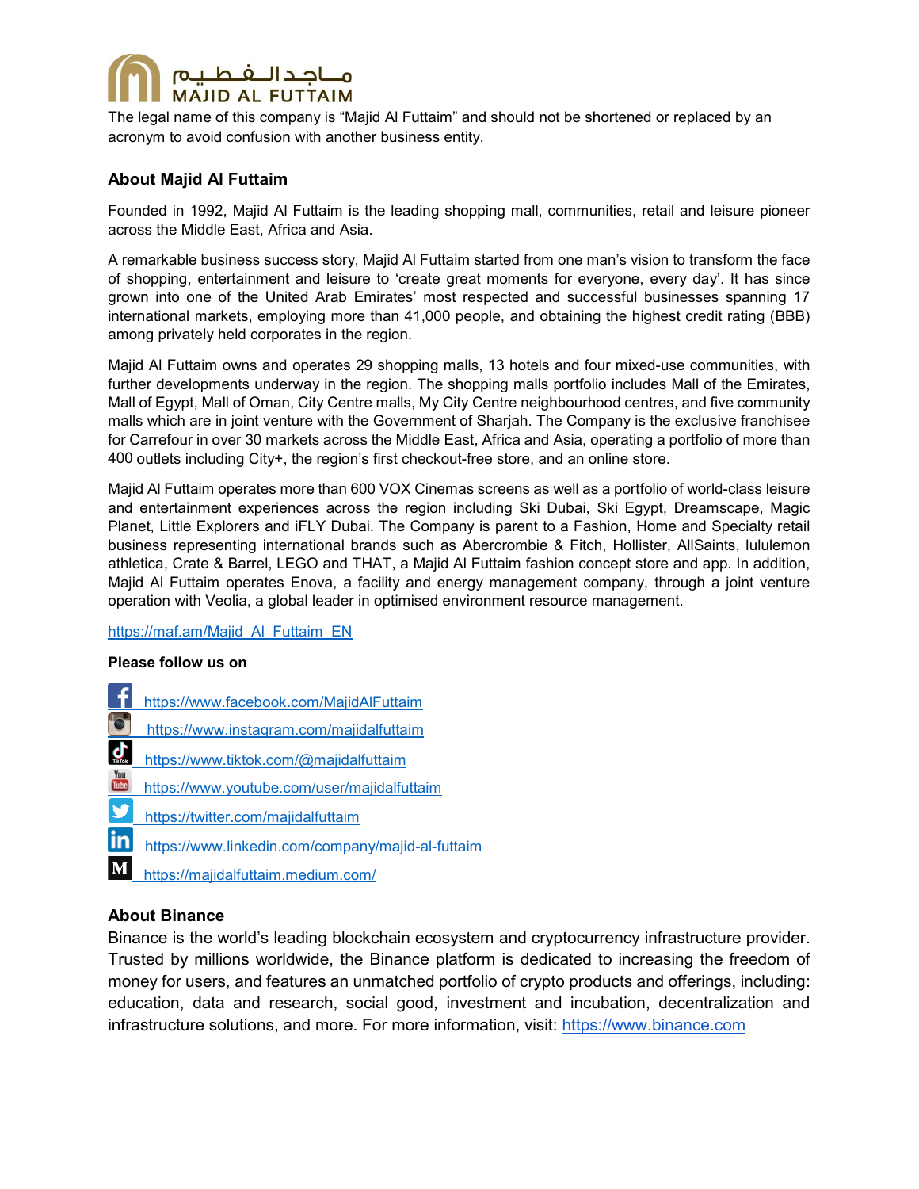ماجد الفطيم
MAJID AL FUTTAIM

The legal name of this company is "Majid Al Futtaim" and should not be shortened or replaced by an acronym to avoid confusion with another business entity.

## About Majid Al Futtaim

Founded in 1992, Majid Al Futtaim is the leading shopping mall, communities, retail and leisure pioneer across the Middle East, Africa and Asia.

A remarkable business success story, Majid Al Futtaim started from one man's vision to transform the face of shopping, entertainment and leisure to 'create great moments for everyone, every day'. It has since grown into one of the United Arab Emirates' most respected and successful businesses spanning 17 international markets, employing more than 41,000 people, and obtaining the highest credit rating (BBB) among privately held corporates in the region.

Majid Al Futtaim owns and operates 29 shopping malls, 13 hotels and four mixed-use communities, with further developments underway in the region. The shopping malls portfolio includes Mall of the Emirates, Mall of Egypt, Mall of Oman, City Centre malls, My City Centre neighbourhood centres, and five community malls which are in joint venture with the Government of Sharjah. The Company is the exclusive franchisee for Carrefour in over 30 markets across the Middle East, Africa and Asia, operating a portfolio of more than 400 outlets including City+, the region's first checkout-free store, and an online store.

Majid Al Futtaim operates more than 600 VOX Cinemas screens as well as a portfolio of world-class leisure and entertainment experiences across the region including Ski Dubai, Ski Egypt, Dreamscape, Magic Planet, Little Explorers and iFLY Dubai. The Company is parent to a Fashion, Home and Specialty retail business representing international brands such as Abercrombie & Fitch, Hollister, AllSaints, lululemon athletica, Crate & Barrel, LEGO and THAT, a Majid Al Futtaim fashion concept store and app. In addition, Majid Al Futtaim operates Enova, a facility and energy management company, through a joint venture operation with Veolia, a global leader in optimised environment resource management.

https://maf.am/Majid_Al_Futtaim_EN

**Please follow us on**

https://www.facebook.com/MajidAlFuttaim

https://www.instagram.com/majidalfuttaim

https://www.tiktok.com/@majidalfuttaim

https://www.youtube.com/user/majidalfuttaim

https://twitter.com/majidalfuttaim

https://www.linkedin.com/company/majid-al-futtaim

https://majidalfuttaim.medium.com/

## About Binance

Binance is the world's leading blockchain ecosystem and cryptocurrency infrastructure provider. Trusted by millions worldwide, the Binance platform is dedicated to increasing the freedom of money for users, and features an unmatched portfolio of crypto products and offerings, including: education, data and research, social good, investment and incubation, decentralization and infrastructure solutions, and more. For more information, visit: https://www.binance.com